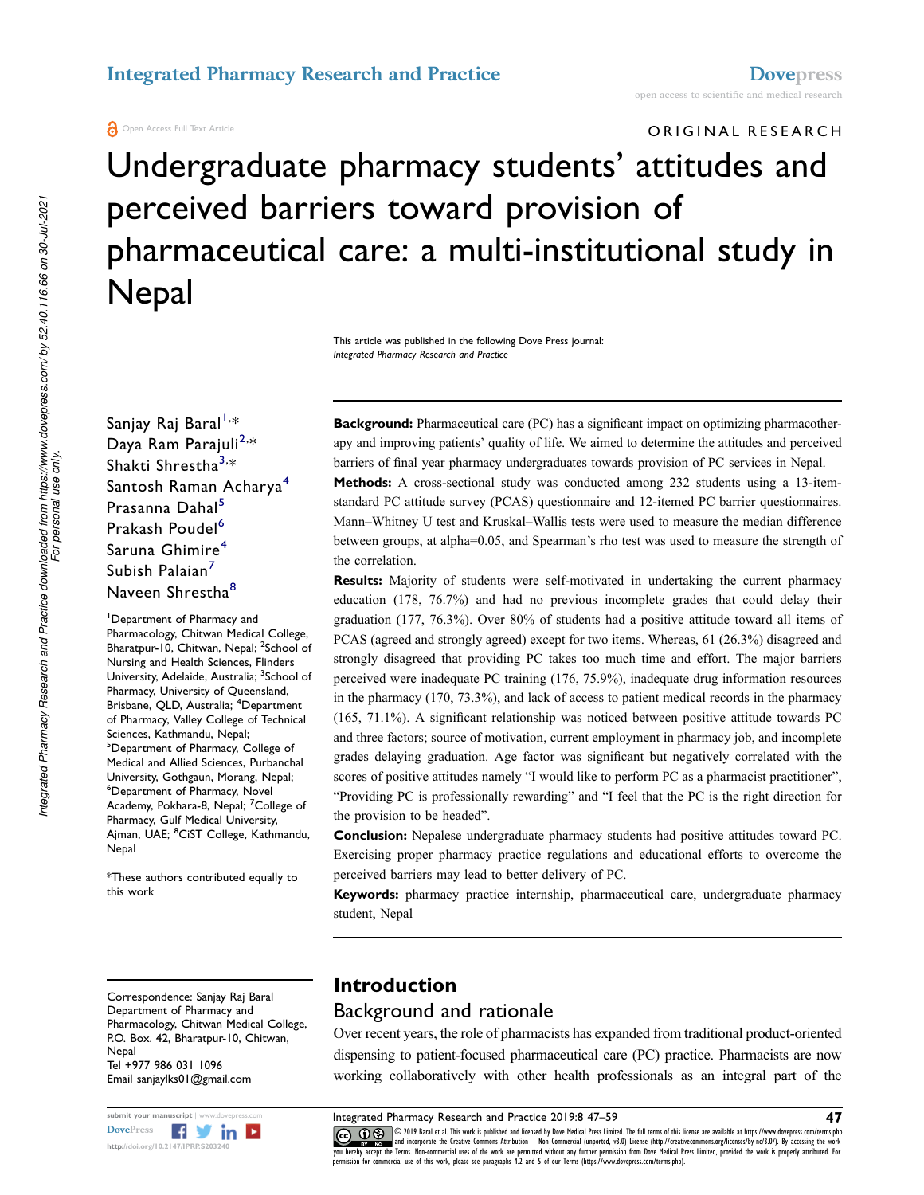ORIGINAL RESEARCH

# Undergraduate pharmacy students' attitudes and perceived barriers toward provision of pharmaceutical care: a multi-institutional study in Nepal

This article was published in the following Dove Press journal:
*Integrated Pharmacy Research and Practice*

Sanjay Raj Baral[1,*]
Daya Ram Parajuli[2,*]
Shakti Shrestha[3,*]
Santosh Raman Acharya[4]
Prasanna Dahal[5]
Prakash Poudel[6]
Saruna Ghimire[4]
Subish Palaian[7]
Naveen Shrestha[8]

[1]Department of Pharmacy and Pharmacology, Chitwan Medical College, Bharatpur-10, Chitwan, Nepal; [2]School of Nursing and Health Sciences, Flinders University, Adelaide, Australia; [3]School of Pharmacy, University of Queensland, Brisbane, QLD, Australia; [4]Department of Pharmacy, Valley College of Technical Sciences, Kathmandu, Nepal; [5]Department of Pharmacy, College of Medical and Allied Sciences, Purbanchal University, Gothgaun, Morang, Nepal; [6]Department of Pharmacy, Novel Academy, Pokhara-8, Nepal; [7]College of Pharmacy, Gulf Medical University, Ajman, UAE; [8]CiST College, Kathmandu, Nepal

*These authors contributed equally to this work

Correspondence: Sanjay Raj Baral
Department of Pharmacy and Pharmacology, Chitwan Medical College, P.O. Box. 42, Bharatpur-10, Chitwan, Nepal
Tel +977 986 031 1096
Email sanjaylks01@gmail.com

**Background:** Pharmaceutical care (PC) has a significant impact on optimizing pharmacotherapy and improving patients' quality of life. We aimed to determine the attitudes and perceived barriers of final year pharmacy undergraduates towards provision of PC services in Nepal.

**Methods:** A cross-sectional study was conducted among 232 students using a 13-item-standard PC attitude survey (PCAS) questionnaire and 12-itemed PC barrier questionnaires. Mann–Whitney U test and Kruskal–Wallis tests were used to measure the median difference between groups, at alpha=0.05, and Spearman's rho test was used to measure the strength of the correlation.

**Results:** Majority of students were self-motivated in undertaking the current pharmacy education (178, 76.7%) and had no previous incomplete grades that could delay their graduation (177, 76.3%). Over 80% of students had a positive attitude toward all items of PCAS (agreed and strongly agreed) except for two items. Whereas, 61 (26.3%) disagreed and strongly disagreed that providing PC takes too much time and effort. The major barriers perceived were inadequate PC training (176, 75.9%), inadequate drug information resources in the pharmacy (170, 73.3%), and lack of access to patient medical records in the pharmacy (165, 71.1%). A significant relationship was noticed between positive attitude towards PC and three factors; source of motivation, current employment in pharmacy job, and incomplete grades delaying graduation. Age factor was significant but negatively correlated with the scores of positive attitudes namely "I would like to perform PC as a pharmacist practitioner", "Providing PC is professionally rewarding" and "I feel that the PC is the right direction for the provision to be headed".

**Conclusion:** Nepalese undergraduate pharmacy students had positive attitudes toward PC. Exercising proper pharmacy practice regulations and educational efforts to overcome the perceived barriers may lead to better delivery of PC.

**Keywords:** pharmacy practice internship, pharmaceutical care, undergraduate pharmacy student, Nepal

## Introduction

### Background and rationale

Over recent years, the role of pharmacists has expanded from traditional product-oriented dispensing to patient-focused pharmaceutical care (PC) practice. Pharmacists are now working collaboratively with other health professionals as an integral part of the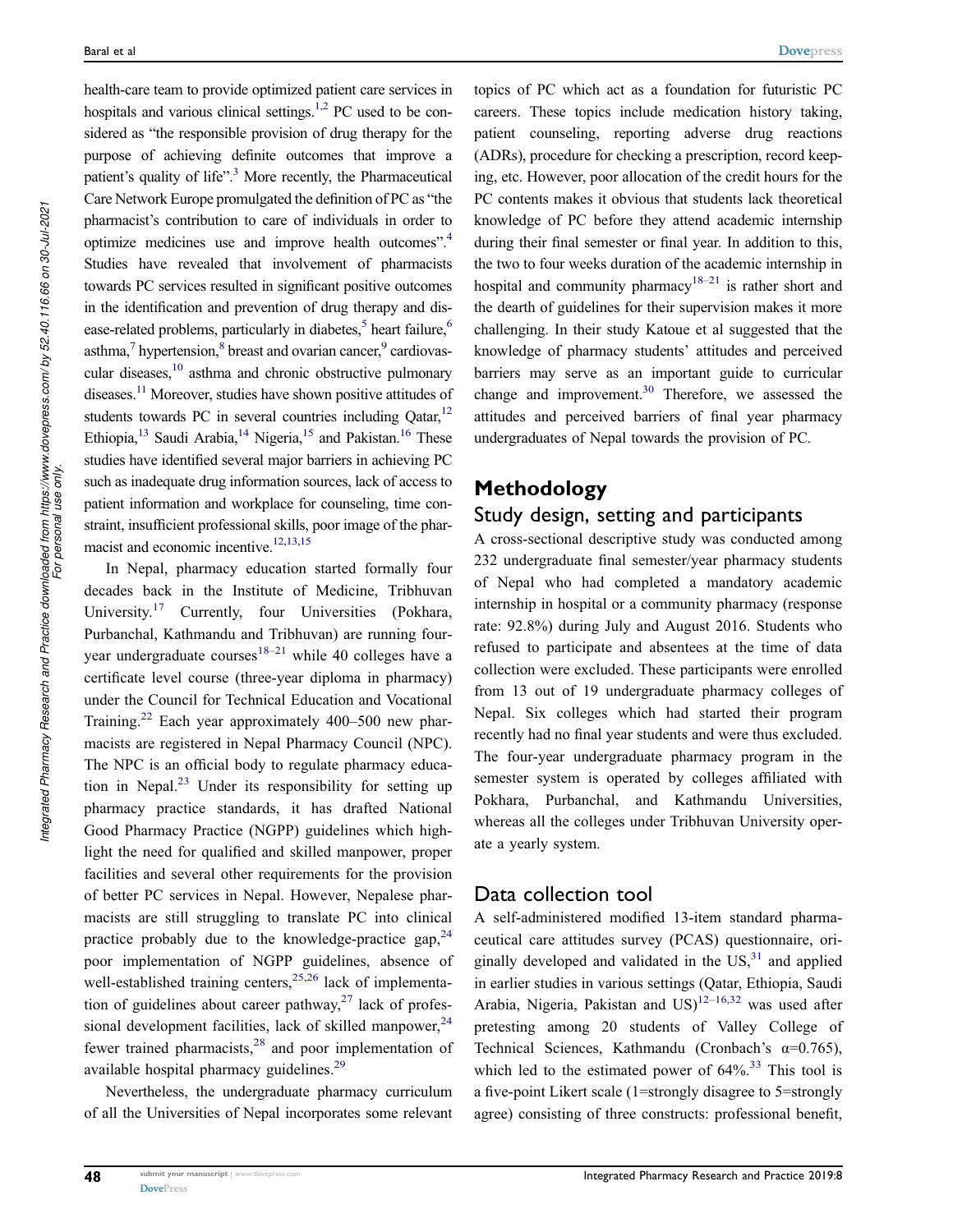health-care team to provide optimized patient care services in hospitals and various clinical settings.[1,2] PC used to be considered as "the responsible provision of drug therapy for the purpose of achieving definite outcomes that improve a patient's quality of life".[3] More recently, the Pharmaceutical Care Network Europe promulgated the definition of PC as "the pharmacist's contribution to care of individuals in order to optimize medicines use and improve health outcomes".[4] Studies have revealed that involvement of pharmacists towards PC services resulted in significant positive outcomes in the identification and prevention of drug therapy and disease-related problems, particularly in diabetes,[5] heart failure,[6] asthma,[7] hypertension,[8] breast and ovarian cancer,[9] cardiovascular diseases,[10] asthma and chronic obstructive pulmonary diseases.[11] Moreover, studies have shown positive attitudes of students towards PC in several countries including Qatar,[12] Ethiopia,[13] Saudi Arabia,[14] Nigeria,[15] and Pakistan.[16] These studies have identified several major barriers in achieving PC such as inadequate drug information sources, lack of access to patient information and workplace for counseling, time constraint, insufficient professional skills, poor image of the pharmacist and economic incentive.[12,13,15]

In Nepal, pharmacy education started formally four decades back in the Institute of Medicine, Tribhuvan University.[17] Currently, four Universities (Pokhara, Purbanchal, Kathmandu and Tribhuvan) are running four-year undergraduate courses[18–21] while 40 colleges have a certificate level course (three-year diploma in pharmacy) under the Council for Technical Education and Vocational Training.[22] Each year approximately 400–500 new pharmacists are registered in Nepal Pharmacy Council (NPC). The NPC is an official body to regulate pharmacy education in Nepal.[23] Under its responsibility for setting up pharmacy practice standards, it has drafted National Good Pharmacy Practice (NGPP) guidelines which highlight the need for qualified and skilled manpower, proper facilities and several other requirements for the provision of better PC services in Nepal. However, Nepalese pharmacists are still struggling to translate PC into clinical practice probably due to the knowledge-practice gap,[24] poor implementation of NGPP guidelines, absence of well-established training centers,[25,26] lack of implementation of guidelines about career pathway,[27] lack of professional development facilities, lack of skilled manpower,[24] fewer trained pharmacists,[28] and poor implementation of available hospital pharmacy guidelines.[29]

Nevertheless, the undergraduate pharmacy curriculum of all the Universities of Nepal incorporates some relevant topics of PC which act as a foundation for futuristic PC careers. These topics include medication history taking, patient counseling, reporting adverse drug reactions (ADRs), procedure for checking a prescription, record keeping, etc. However, poor allocation of the credit hours for the PC contents makes it obvious that students lack theoretical knowledge of PC before they attend academic internship during their final semester or final year. In addition to this, the two to four weeks duration of the academic internship in hospital and community pharmacy[18–21] is rather short and the dearth of guidelines for their supervision makes it more challenging. In their study Katoue et al suggested that the knowledge of pharmacy students' attitudes and perceived barriers may serve as an important guide to curricular change and improvement.[30] Therefore, we assessed the attitudes and perceived barriers of final year pharmacy undergraduates of Nepal towards the provision of PC.

# Methodology

## Study design, setting and participants

A cross-sectional descriptive study was conducted among 232 undergraduate final semester/year pharmacy students of Nepal who had completed a mandatory academic internship in hospital or a community pharmacy (response rate: 92.8%) during July and August 2016. Students who refused to participate and absentees at the time of data collection were excluded. These participants were enrolled from 13 out of 19 undergraduate pharmacy colleges of Nepal. Six colleges which had started their program recently had no final year students and were thus excluded. The four-year undergraduate pharmacy program in the semester system is operated by colleges affiliated with Pokhara, Purbanchal, and Kathmandu Universities, whereas all the colleges under Tribhuvan University operate a yearly system.

## Data collection tool

A self-administered modified 13-item standard pharmaceutical care attitudes survey (PCAS) questionnaire, originally developed and validated in the US,[31] and applied in earlier studies in various settings (Qatar, Ethiopia, Saudi Arabia, Nigeria, Pakistan and US)[12–16,32] was used after pretesting among 20 students of Valley College of Technical Sciences, Kathmandu (Cronbach's α=0.765), which led to the estimated power of 64%.[33] This tool is a five-point Likert scale (1=strongly disagree to 5=strongly agree) consisting of three constructs: professional benefit,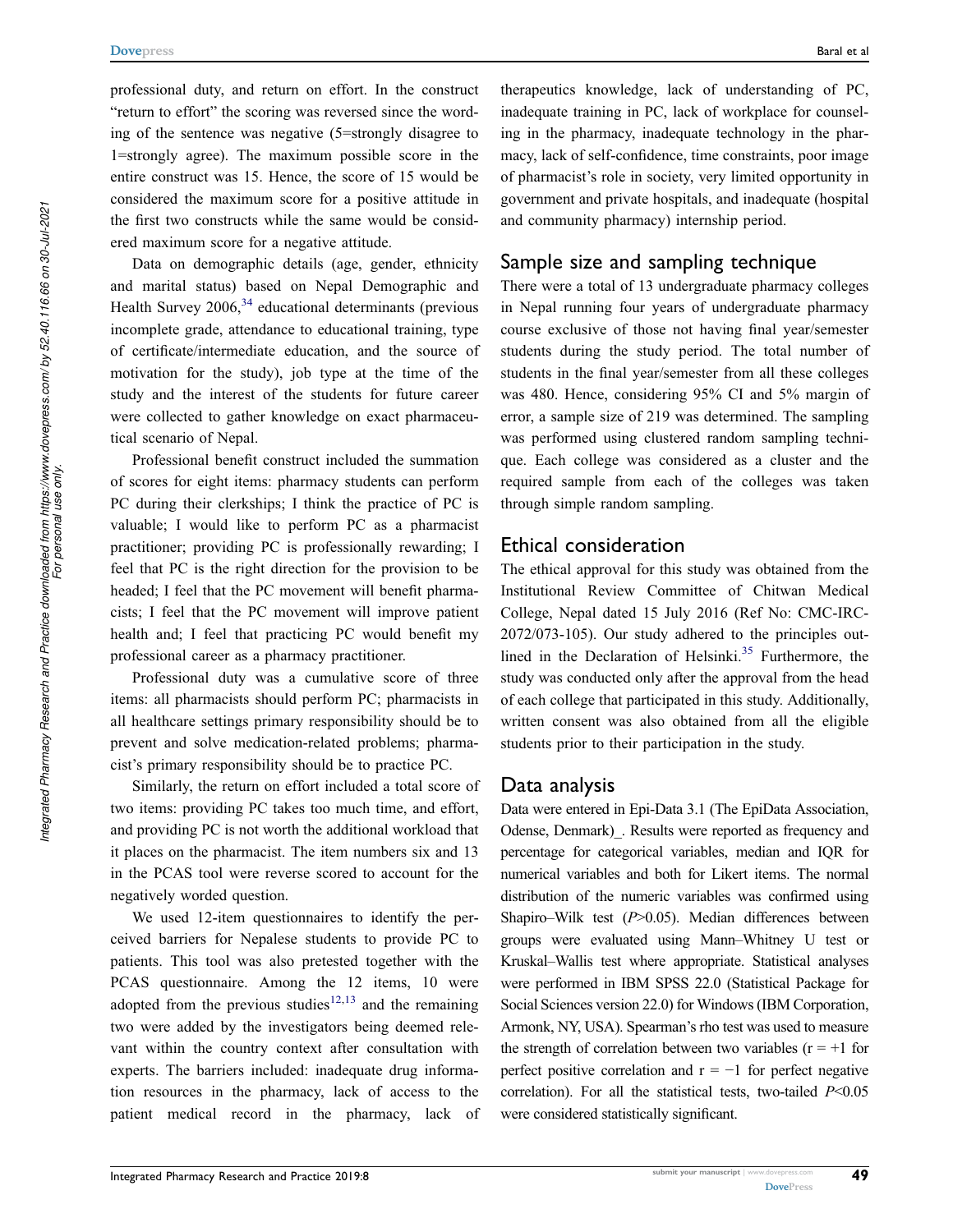professional duty, and return on effort. In the construct "return to effort" the scoring was reversed since the wording of the sentence was negative (5=strongly disagree to 1=strongly agree). The maximum possible score in the entire construct was 15. Hence, the score of 15 would be considered the maximum score for a positive attitude in the first two constructs while the same would be considered maximum score for a negative attitude.

Data on demographic details (age, gender, ethnicity and marital status) based on Nepal Demographic and Health Survey 2006,[34] educational determinants (previous incomplete grade, attendance to educational training, type of certificate/intermediate education, and the source of motivation for the study), job type at the time of the study and the interest of the students for future career were collected to gather knowledge on exact pharmaceutical scenario of Nepal.

Professional benefit construct included the summation of scores for eight items: pharmacy students can perform PC during their clerkships; I think the practice of PC is valuable; I would like to perform PC as a pharmacist practitioner; providing PC is professionally rewarding; I feel that PC is the right direction for the provision to be headed; I feel that the PC movement will benefit pharmacists; I feel that the PC movement will improve patient health and; I feel that practicing PC would benefit my professional career as a pharmacy practitioner.

Professional duty was a cumulative score of three items: all pharmacists should perform PC; pharmacists in all healthcare settings primary responsibility should be to prevent and solve medication-related problems; pharmacist's primary responsibility should be to practice PC.

Similarly, the return on effort included a total score of two items: providing PC takes too much time, and effort, and providing PC is not worth the additional workload that it places on the pharmacist. The item numbers six and 13 in the PCAS tool were reverse scored to account for the negatively worded question.

We used 12-item questionnaires to identify the perceived barriers for Nepalese students to provide PC to patients. This tool was also pretested together with the PCAS questionnaire. Among the 12 items, 10 were adopted from the previous studies[12,13] and the remaining two were added by the investigators being deemed relevant within the country context after consultation with experts. The barriers included: inadequate drug information resources in the pharmacy, lack of access to the patient medical record in the pharmacy, lack of therapeutics knowledge, lack of understanding of PC, inadequate training in PC, lack of workplace for counseling in the pharmacy, inadequate technology in the pharmacy, lack of self-confidence, time constraints, poor image of pharmacist's role in society, very limited opportunity in government and private hospitals, and inadequate (hospital and community pharmacy) internship period.

## Sample size and sampling technique

There were a total of 13 undergraduate pharmacy colleges in Nepal running four years of undergraduate pharmacy course exclusive of those not having final year/semester students during the study period. The total number of students in the final year/semester from all these colleges was 480. Hence, considering 95% CI and 5% margin of error, a sample size of 219 was determined. The sampling was performed using clustered random sampling technique. Each college was considered as a cluster and the required sample from each of the colleges was taken through simple random sampling.

## Ethical consideration

The ethical approval for this study was obtained from the Institutional Review Committee of Chitwan Medical College, Nepal dated 15 July 2016 (Ref No: CMC-IRC-2072/073-105). Our study adhered to the principles outlined in the Declaration of Helsinki.[35] Furthermore, the study was conducted only after the approval from the head of each college that participated in this study. Additionally, written consent was also obtained from all the eligible students prior to their participation in the study.

## Data analysis

Data were entered in Epi-Data 3.1 (The EpiData Association, Odense, Denmark)_. Results were reported as frequency and percentage for categorical variables, median and IQR for numerical variables and both for Likert items. The normal distribution of the numeric variables was confirmed using Shapiro–Wilk test ($P$>0.05). Median differences between groups were evaluated using Mann–Whitney U test or Kruskal–Wallis test where appropriate. Statistical analyses were performed in IBM SPSS 22.0 (Statistical Package for Social Sciences version 22.0) for Windows (IBM Corporation, Armonk, NY, USA). Spearman's rho test was used to measure the strength of correlation between two variables ($r = +1$ for perfect positive correlation and $r = -1$ for perfect negative correlation). For all the statistical tests, two-tailed $P$<0.05 were considered statistically significant.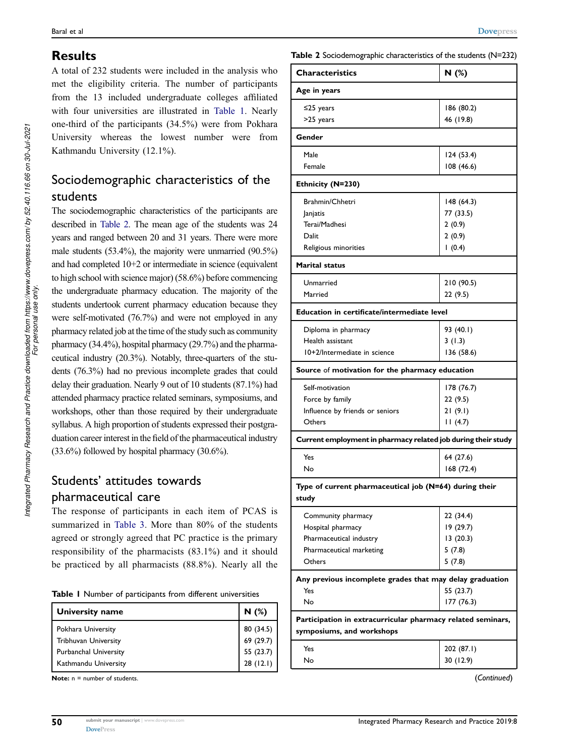## Results

A total of 232 students were included in the analysis who met the eligibility criteria. The number of participants from the 13 included undergraduate colleges affiliated with four universities are illustrated in Table 1. Nearly one-third of the participants (34.5%) were from Pokhara University whereas the lowest number were from Kathmandu University (12.1%).

**Table 1** Number of participants from different universities

| University name | N (%) |
|---|---|
| Pokhara University | 80 (34.5) |
| Tribhuvan University | 69 (29.7) |
| Purbanchal University | 55 (23.7) |
| Kathmandu University | 28 (12.1) |

**Note:** n = number of students.

### Sociodemographic characteristics of the students

The sociodemographic characteristics of the participants are described in Table 2. The mean age of the students was 24 years and ranged between 20 and 31 years. There were more male students (53.4%), the majority were unmarried (90.5%) and had completed 10+2 or intermediate in science (equivalent to high school with science major) (58.6%) before commencing the undergraduate pharmacy education. The majority of the students undertook current pharmacy education because they were self-motivated (76.7%) and were not employed in any pharmacy related job at the time of the study such as community pharmacy (34.4%), hospital pharmacy (29.7%) and the pharmaceutical industry (20.3%). Notably, three-quarters of the students (76.3%) had no previous incomplete grades that could delay their graduation. Nearly 9 out of 10 students (87.1%) had attended pharmacy practice related seminars, symposiums, and workshops, other than those required by their undergraduate syllabus. A high proportion of students expressed their postgraduation career interest in the field of the pharmaceutical industry (33.6%) followed by hospital pharmacy (30.6%).

**Table 2** Sociodemographic characteristics of the students (N=232)

| Characteristics | N (%) |
|---|---|
| **Age in years** | |
| ≤25 years | 186 (80.2) |
| >25 years | 46 (19.8) |
| **Gender** | |
| Male | 124 (53.4) |
| Female | 108 (46.6) |
| **Ethnicity (N=230)** | |
| Brahmin/Chhetri | 148 (64.3) |
| Janjatis | 77 (33.5) |
| Terai/Madhesi | 2 (0.9) |
| Dalit | 2 (0.9) |
| Religious minorities | 1 (0.4) |
| **Marital status** | |
| Unmarried | 210 (90.5) |
| Married | 22 (9.5) |
| **Education in certificate/intermediate level** | |
| Diploma in pharmacy | 93 (40.1) |
| Health assistant | 3 (1.3) |
| 10+2/Intermediate in science | 136 (58.6) |
| **Source of motivation for the pharmacy education** | |
| Self-motivation | 178 (76.7) |
| Force by family | 22 (9.5) |
| Influence by friends or seniors | 21 (9.1) |
| Others | 11 (4.7) |
| **Current employment in pharmacy related job during their study** | |
| Yes | 64 (27.6) |
| No | 168 (72.4) |
| **Type of current pharmaceutical job (N=64) during their study** | |
| Community pharmacy | 22 (34.4) |
| Hospital pharmacy | 19 (29.7) |
| Pharmaceutical industry | 13 (20.3) |
| Pharmaceutical marketing | 5 (7.8) |
| Others | 5 (7.8) |
| **Any previous incomplete grades that may delay graduation** | |
| Yes | 55 (23.7) |
| No | 177 (76.3) |
| **Participation in extracurricular pharmacy related seminars, symposiums, and workshops** | |
| Yes | 202 (87.1) |
| No | 30 (12.9) |

(*Continued*)

### Students' attitudes towards pharmaceutical care

The response of participants in each item of PCAS is summarized in Table 3. More than 80% of the students agreed or strongly agreed that PC practice is the primary responsibility of the pharmacists (83.1%) and it should be practiced by all pharmacists (88.8%). Nearly all the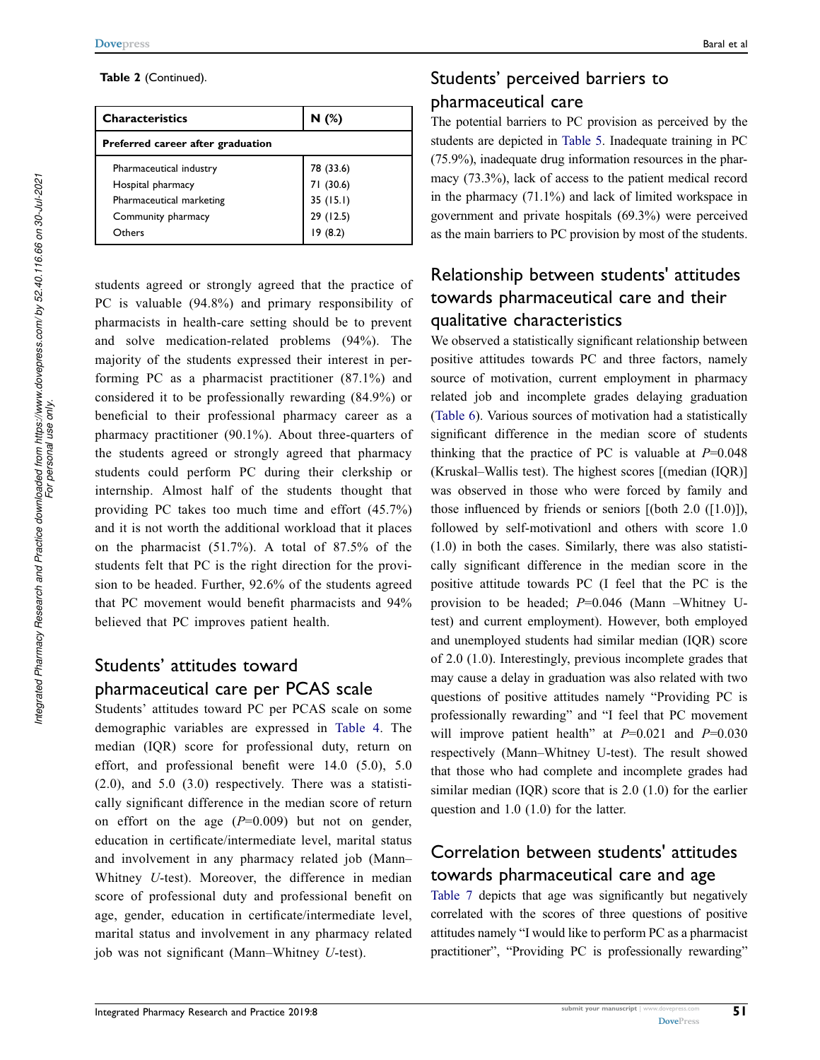**Table 2** (Continued).

| Characteristics | N (%) |
|---|---|
| **Preferred career after graduation** | |
| Pharmaceutical industry | 78 (33.6) |
| Hospital pharmacy | 71 (30.6) |
| Pharmaceutical marketing | 35 (15.1) |
| Community pharmacy | 29 (12.5) |
| Others | 19 (8.2) |

students agreed or strongly agreed that the practice of PC is valuable (94.8%) and primary responsibility of pharmacists in health-care setting should be to prevent and solve medication-related problems (94%). The majority of the students expressed their interest in performing PC as a pharmacist practitioner (87.1%) and considered it to be professionally rewarding (84.9%) or beneficial to their professional pharmacy career as a pharmacy practitioner (90.1%). About three-quarters of the students agreed or strongly agreed that pharmacy students could perform PC during their clerkship or internship. Almost half of the students thought that providing PC takes too much time and effort (45.7%) and it is not worth the additional workload that it places on the pharmacist (51.7%). A total of 87.5% of the students felt that PC is the right direction for the provision to be headed. Further, 92.6% of the students agreed that PC movement would benefit pharmacists and 94% believed that PC improves patient health.

## Students' attitudes toward pharmaceutical care per PCAS scale

Students' attitudes toward PC per PCAS scale on some demographic variables are expressed in Table 4. The median (IQR) score for professional duty, return on effort, and professional benefit were 14.0 (5.0), 5.0 (2.0), and 5.0 (3.0) respectively. There was a statistically significant difference in the median score of return on effort on the age ($P$=0.009) but not on gender, education in certificate/intermediate level, marital status and involvement in any pharmacy related job (Mann–Whitney $U$-test). Moreover, the difference in median score of professional duty and professional benefit on age, gender, education in certificate/intermediate level, marital status and involvement in any pharmacy related job was not significant (Mann–Whitney $U$-test).

## Students' perceived barriers to pharmaceutical care

The potential barriers to PC provision as perceived by the students are depicted in Table 5. Inadequate training in PC (75.9%), inadequate drug information resources in the pharmacy (73.3%), lack of access to the patient medical record in the pharmacy (71.1%) and lack of limited workspace in government and private hospitals (69.3%) were perceived as the main barriers to PC provision by most of the students.

## Relationship between students' attitudes towards pharmaceutical care and their qualitative characteristics

We observed a statistically significant relationship between positive attitudes towards PC and three factors, namely source of motivation, current employment in pharmacy related job and incomplete grades delaying graduation (Table 6). Various sources of motivation had a statistically significant difference in the median score of students thinking that the practice of PC is valuable at $P$=0.048 (Kruskal–Wallis test). The highest scores [(median (IQR)] was observed in those who were forced by family and those influenced by friends or seniors [(both 2.0 ([1.0)]), followed by self-motivationl and others with score 1.0 (1.0) in both the cases. Similarly, there was also statistically significant difference in the median score in the positive attitude towards PC (I feel that the PC is the provision to be headed; $P$=0.046 (Mann –Whitney U-test) and current employment). However, both employed and unemployed students had similar median (IQR) score of 2.0 (1.0). Interestingly, previous incomplete grades that may cause a delay in graduation was also related with two questions of positive attitudes namely "Providing PC is professionally rewarding" and "I feel that PC movement will improve patient health" at $P$=0.021 and $P$=0.030 respectively (Mann–Whitney U-test). The result showed that those who had complete and incomplete grades had similar median (IQR) score that is 2.0 (1.0) for the earlier question and 1.0 (1.0) for the latter.

## Correlation between students' attitudes towards pharmaceutical care and age

Table 7 depicts that age was significantly but negatively correlated with the scores of three questions of positive attitudes namely "I would like to perform PC as a pharmacist practitioner", "Providing PC is professionally rewarding"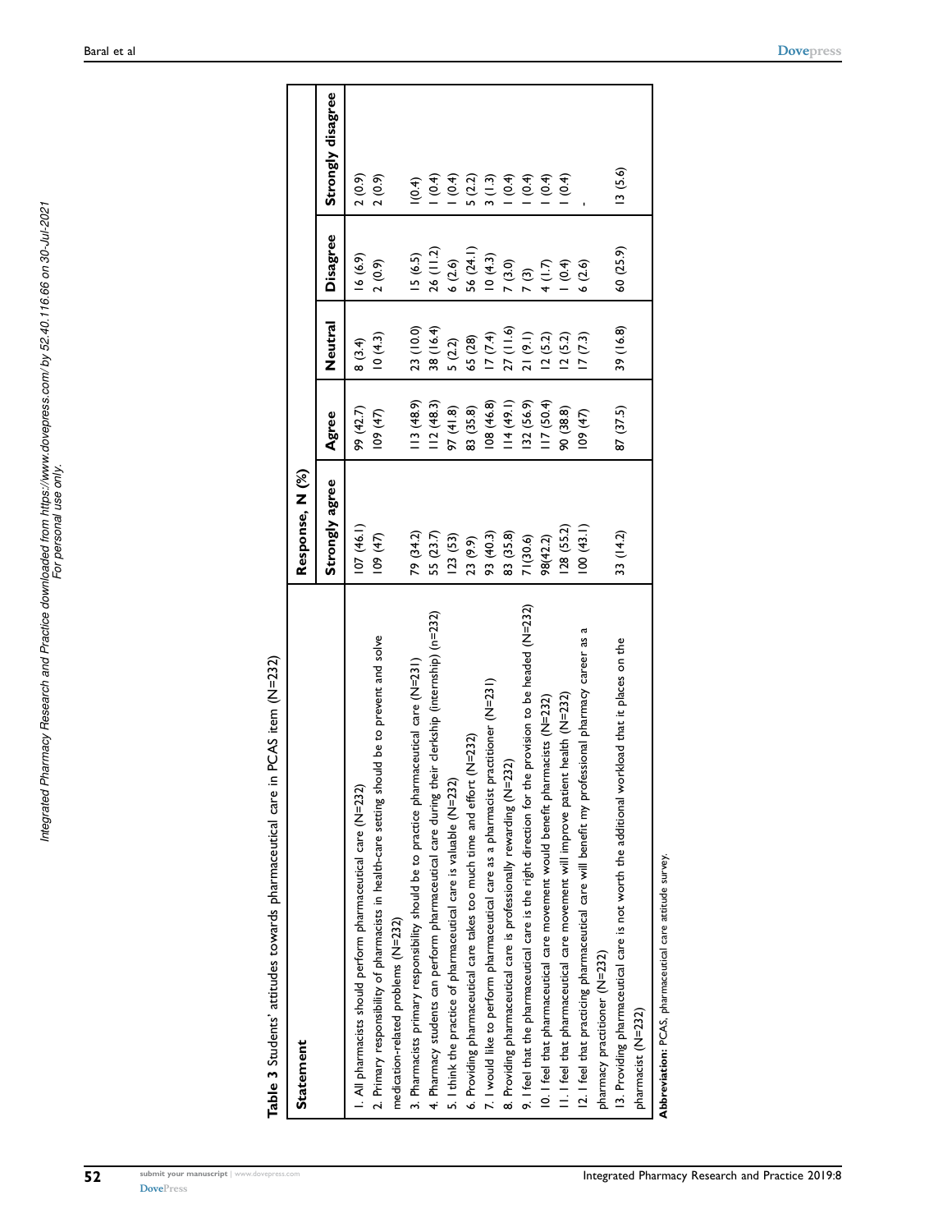**Table 3** Students' attitudes towards pharmaceutical care in PCAS item (N=232)

| Statement | Response, N (%) | | | | |
|---|---|---|---|---|---|
| | Strongly agree | Agree | Neutral | Disagree | Strongly disagree |
| 1. All pharmacists should perform pharmaceutical care (N=232) | 107 (46.1) | 99 (42.7) | 8 (3.4) | 16 (6.9) | 2 (0.9) |
| 2. Primary responsibility of pharmacists in health-care setting should be to prevent and solve medication-related problems (N=232) | 109 (47) | 109 (47) | 10 (4.3) | 2 (0.9) | 2 (0.9) |
| 3. Pharmacists primary responsibility should be to practice pharmaceutical care (N=231) | 79 (34.2) | 113 (48.9) | 23 (10.0) | 15 (6.5) | 1(0.4) |
| 4. Pharmacy students can perform pharmaceutical care during their clerkship (internship) (n=232) | 55 (23.7) | 112 (48.3) | 38 (16.4) | 26 (11.2) | 1 (0.4) |
| 5. I think the practice of pharmaceutical care is valuable (N=232) | 123 (53) | 97 (41.8) | 5 (2.2) | 6 (2.6) | 1 (0.4) |
| 6. Providing pharmaceutical care takes too much time and effort (N=232) | 23 (9.9) | 83 (35.8) | 65 (28) | 56 (24.1) | 5 (2.2) |
| 7. I would like to perform pharmaceutical care as a pharmacist practitioner (N=231) | 93 (40.3) | 108 (46.8) | 17 (7.4) | 10 (4.3) | 3 (1.3) |
| 8. Providing pharmaceutical care is professionally rewarding (N=232) | 83 (35.8) | 114 (49.1) | 27 (11.6) | 7 (3.0) | 1 (0.4) |
| 9. I feel that the pharmaceutical care is the right direction for the provision to be headed (N=232) | 71(30.6) | 132 (56.9) | 21 (9.1) | 7 (3) | 1 (0.4) |
| 10. I feel that pharmaceutical care movement would benefit pharmacists (N=232) | 98(42.2) | 117 (50.4) | 12 (5.2) | 4 (1.7) | 1 (0.4) |
| 11. I feel that pharmaceutical care movement will improve patient health (N=232) | 128 (55.2) | 90 (38.8) | 12 (5.2) | 1 (0.4) | 1 (0.4) |
| 12. I feel that practicing pharmaceutical care will benefit my professional pharmacy career as a pharmacy practitioner (N=232) | 100 (43.1) | 109 (47) | 17 (7.3) | 6 (2.6) | - |
| 13. Providing pharmaceutical care is not worth the additional workload that it places on the pharmacist (N=232) | 33 (14.2) | 87 (37.5) | 39 (16.8) | 60 (25.9) | 13 (5.6) |

**Abbreviation:** PCAS, pharmaceutical care attitude survey.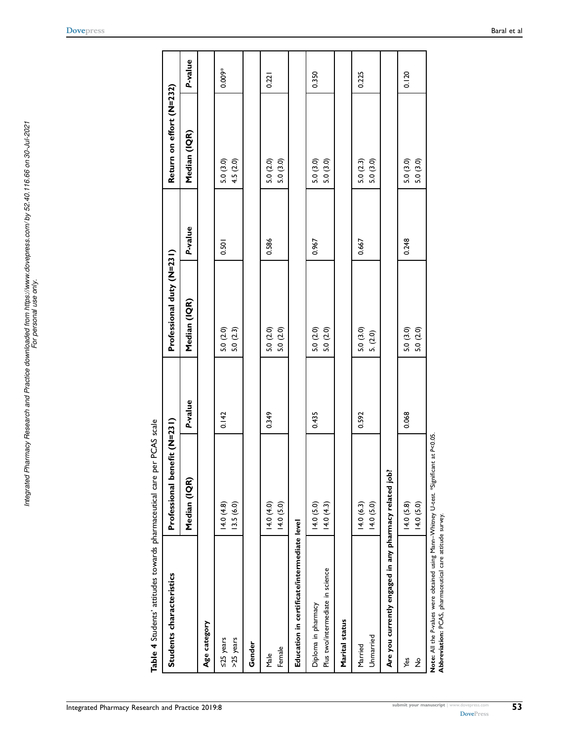**Table 4** Students' attitudes towards pharmaceutical care per PCAS scale

| Students characteristics | Professional benefit (N=231) | | Professional duty (N=231) | | Return on effort (N=232) | |
|---|---|---|---|---|---|---|
| | Median (IQR) | P-value | Median (IQR) | P-value | Median (IQR) | P-value |
| **Age category** | | | | | | |
| ≤25 years | 14.0 (4.8) | 0.142 | 5.0 (2.0) | 0.501 | 5.0 (3.0) | 0.009* |
| >25 years | 13.5 (6.0) | | 5.0 (2.3) | | 4.5 (2.0) | |
| **Gender** | | | | | | |
| Male | 14.0 (4.0) | 0.349 | 5.0 (2.0) | 0.586 | 5.0 (2.0) | 0.221 |
| Female | 14.0 (5.0) | | 5.0 (2.0) | | 5.0 (3.0) | |
| **Education in certificate/intermediate level** | | | | | | |
| Diploma in pharmacy | 14.0 (5.0) | 0.435 | 5.0 (2.0) | 0.967 | 5.0 (3.0) | 0.350 |
| Plus two/intermediate in science | 14.0 (4.3) | | 5.0 (2.0) | | 5.0 (3.0) | |
| **Marital status** | | | | | | |
| Married | 14.0 (6.3) | 0.592 | 5.0 (3.0) | 0.667 | 5.0 (2.3) | 0.225 |
| Unmarried | 14.0 (5.0) | | 5. (2.0) | | 5.0 (3.0) | |
| **Are you currently engaged in any pharmacy related job?** | | | | | | |
| Yes | 14.0 (5.8) | 0.068 | 5.0 (3.0) | 0.248 | 5.0 (3.0) | 0.120 |
| No | 14.0 (5.0) | | 5.0 (2.0) | | 5.0 (3.0) | |

**Note:** All the *P*-values were obtained using Mann–Whitney U-test. *Significant at *P*<0.05.
**Abbreviation:** PCAS, pharmaceutical care attitude survey.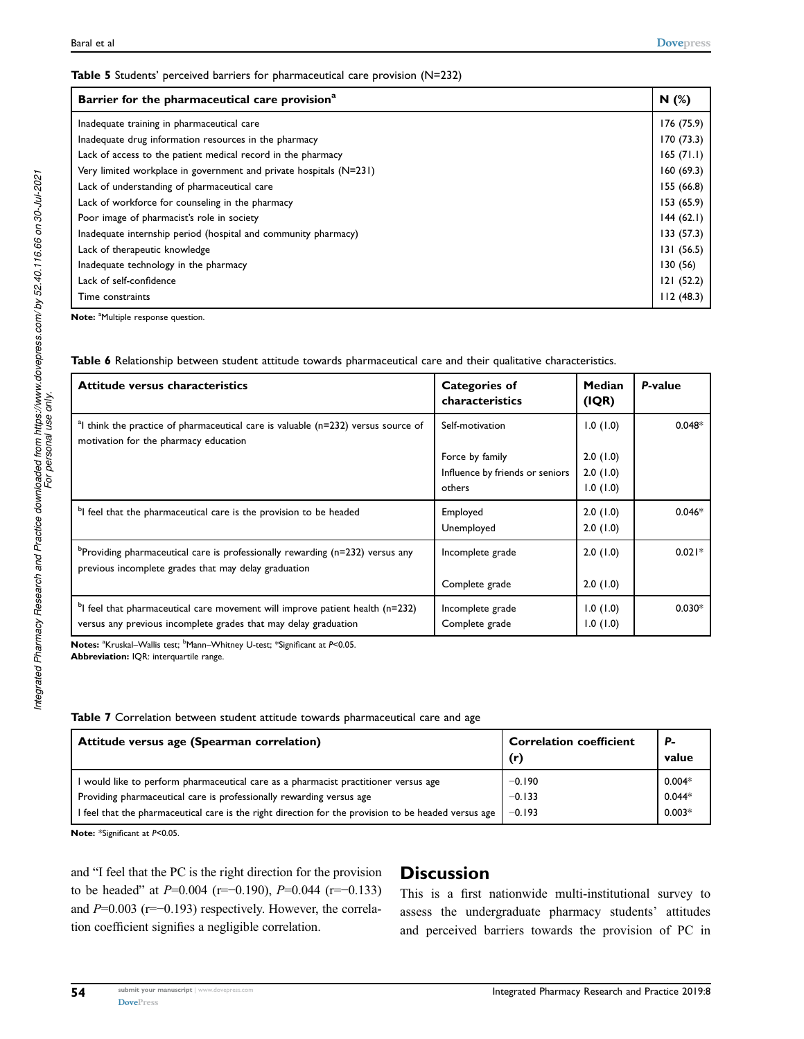**Table 5** Students' perceived barriers for pharmaceutical care provision (N=232)

| Barrier for the pharmaceutical care provision[a] | N (%) |
|---|---|
| Inadequate training in pharmaceutical care | 176 (75.9) |
| Inadequate drug information resources in the pharmacy | 170 (73.3) |
| Lack of access to the patient medical record in the pharmacy | 165 (71.1) |
| Very limited workplace in government and private hospitals (N=231) | 160 (69.3) |
| Lack of understanding of pharmaceutical care | 155 (66.8) |
| Lack of workforce for counseling in the pharmacy | 153 (65.9) |
| Poor image of pharmacist's role in society | 144 (62.1) |
| Inadequate internship period (hospital and community pharmacy) | 133 (57.3) |
| Lack of therapeutic knowledge | 131 (56.5) |
| Inadequate technology in the pharmacy | 130 (56) |
| Lack of self-confidence | 121 (52.2) |
| Time constraints | 112 (48.3) |

**Note:** [a]Multiple response question.

**Table 6** Relationship between student attitude towards pharmaceutical care and their qualitative characteristics.

| Attitude versus characteristics | Categories of characteristics | Median (IQR) | *P*-value |
|---|---|---|---|
| [a]I think the practice of pharmaceutical care is valuable (n=232) versus source of motivation for the pharmacy education | Self-motivation | 1.0 (1.0) | 0.048* |
| | Force by family | 2.0 (1.0) | |
| | Influence by friends or seniors | 2.0 (1.0) | |
| | others | 1.0 (1.0) | |
| [b]I feel that the pharmaceutical care is the provision to be headed | Employed | 2.0 (1.0) | 0.046* |
| | Unemployed | 2.0 (1.0) | |
| [b]Providing pharmaceutical care is professionally rewarding (n=232) versus any previous incomplete grades that may delay graduation | Incomplete grade | 2.0 (1.0) | 0.021* |
| | Complete grade | 2.0 (1.0) | |
| [b]I feel that pharmaceutical care movement will improve patient health (n=232) versus any previous incomplete grades that may delay graduation | Incomplete grade | 1.0 (1.0) | 0.030* |
| | Complete grade | 1.0 (1.0) | |

**Notes:** [a]Kruskal–Wallis test; [b]Mann–Whitney U-test; *Significant at $P<0.05$.
**Abbreviation:** IQR: interquartile range.

**Table 7** Correlation between student attitude towards pharmaceutical care and age

| Attitude versus age (Spearman correlation) | Correlation coefficient (r) | *P*-value |
|---|---|---|
| I would like to perform pharmaceutical care as a pharmacist practitioner versus age | −0.190 | 0.004* |
| Providing pharmaceutical care is professionally rewarding versus age | −0.133 | 0.044* |
| I feel that the pharmaceutical care is the right direction for the provision to be headed versus age | −0.193 | 0.003* |

**Note:** *Significant at $P<0.05$.

and "I feel that the PC is the right direction for the provision to be headed" at $P=0.004$ ($r=-0.190$), $P=0.044$ ($r=-0.133$) and $P=0.003$ ($r=-0.193$) respectively. However, the correlation coefficient signifies a negligible correlation.

## Discussion

This is a first nationwide multi-institutional survey to assess the undergraduate pharmacy students' attitudes and perceived barriers towards the provision of PC in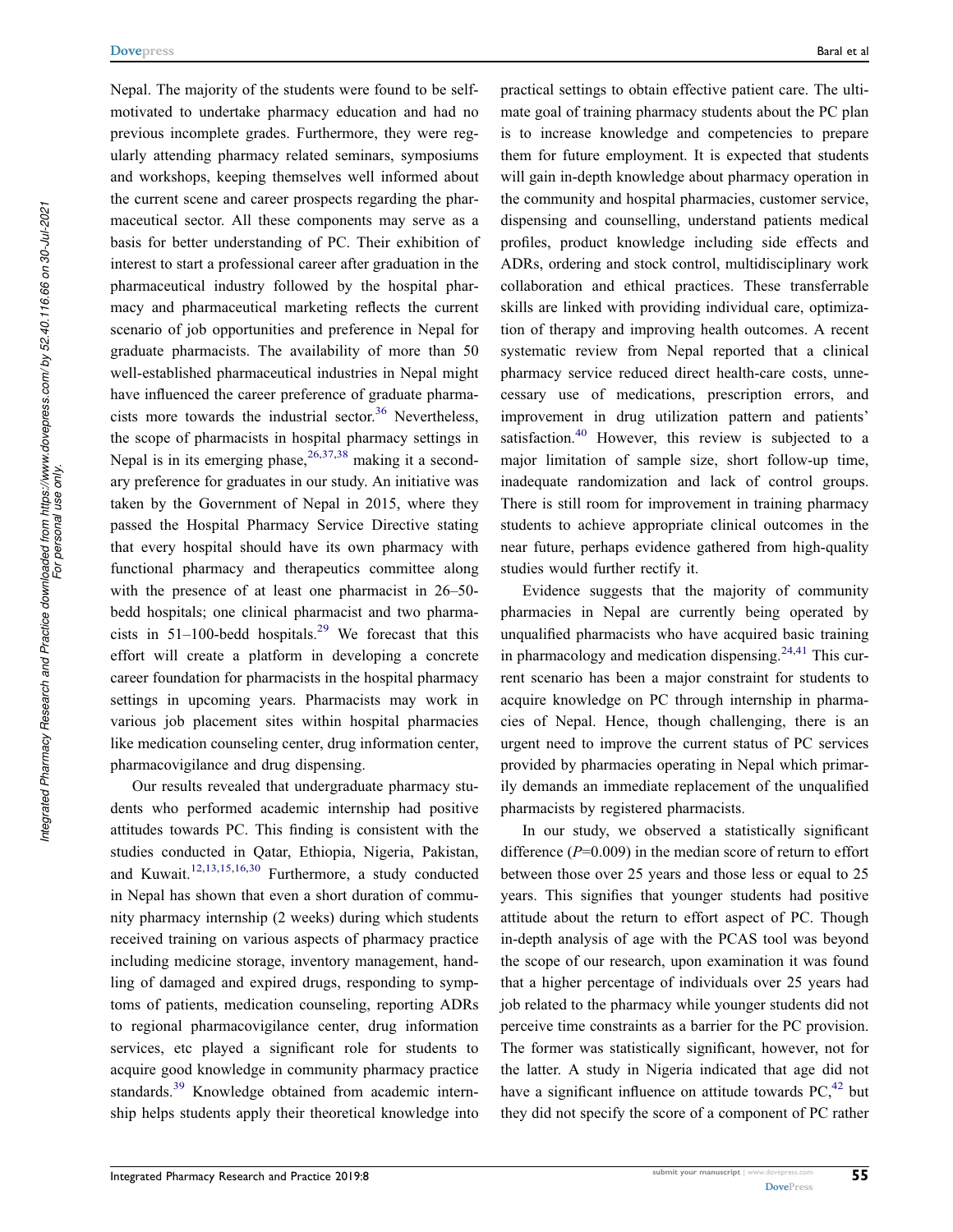Nepal. The majority of the students were found to be self-motivated to undertake pharmacy education and had no previous incomplete grades. Furthermore, they were regularly attending pharmacy related seminars, symposiums and workshops, keeping themselves well informed about the current scene and career prospects regarding the pharmaceutical sector. All these components may serve as a basis for better understanding of PC. Their exhibition of interest to start a professional career after graduation in the pharmaceutical industry followed by the hospital pharmacy and pharmaceutical marketing reflects the current scenario of job opportunities and preference in Nepal for graduate pharmacists. The availability of more than 50 well-established pharmaceutical industries in Nepal might have influenced the career preference of graduate pharmacists more towards the industrial sector.[36] Nevertheless, the scope of pharmacists in hospital pharmacy settings in Nepal is in its emerging phase,[26,37,38] making it a secondary preference for graduates in our study. An initiative was taken by the Government of Nepal in 2015, where they passed the Hospital Pharmacy Service Directive stating that every hospital should have its own pharmacy with functional pharmacy and therapeutics committee along with the presence of at least one pharmacist in 26–50-bedd hospitals; one clinical pharmacist and two pharmacists in 51–100-bedd hospitals.[29] We forecast that this effort will create a platform in developing a concrete career foundation for pharmacists in the hospital pharmacy settings in upcoming years. Pharmacists may work in various job placement sites within hospital pharmacies like medication counseling center, drug information center, pharmacovigilance and drug dispensing.

Our results revealed that undergraduate pharmacy students who performed academic internship had positive attitudes towards PC. This finding is consistent with the studies conducted in Qatar, Ethiopia, Nigeria, Pakistan, and Kuwait.[12,13,15,16,30] Furthermore, a study conducted in Nepal has shown that even a short duration of community pharmacy internship (2 weeks) during which students received training on various aspects of pharmacy practice including medicine storage, inventory management, handling of damaged and expired drugs, responding to symptoms of patients, medication counseling, reporting ADRs to regional pharmacovigilance center, drug information services, etc played a significant role for students to acquire good knowledge in community pharmacy practice standards.[39] Knowledge obtained from academic internship helps students apply their theoretical knowledge into practical settings to obtain effective patient care. The ultimate goal of training pharmacy students about the PC plan is to increase knowledge and competencies to prepare them for future employment. It is expected that students will gain in-depth knowledge about pharmacy operation in the community and hospital pharmacies, customer service, dispensing and counselling, understand patients medical profiles, product knowledge including side effects and ADRs, ordering and stock control, multidisciplinary work collaboration and ethical practices. These transferrable skills are linked with providing individual care, optimization of therapy and improving health outcomes. A recent systematic review from Nepal reported that a clinical pharmacy service reduced direct health-care costs, unnecessary use of medications, prescription errors, and improvement in drug utilization pattern and patients' satisfaction.[40] However, this review is subjected to a major limitation of sample size, short follow-up time, inadequate randomization and lack of control groups. There is still room for improvement in training pharmacy students to achieve appropriate clinical outcomes in the near future, perhaps evidence gathered from high-quality studies would further rectify it.

Evidence suggests that the majority of community pharmacies in Nepal are currently being operated by unqualified pharmacists who have acquired basic training in pharmacology and medication dispensing.[24,41] This current scenario has been a major constraint for students to acquire knowledge on PC through internship in pharmacies of Nepal. Hence, though challenging, there is an urgent need to improve the current status of PC services provided by pharmacies operating in Nepal which primarily demands an immediate replacement of the unqualified pharmacists by registered pharmacists.

In our study, we observed a statistically significant difference ($P$=0.009) in the median score of return to effort between those over 25 years and those less or equal to 25 years. This signifies that younger students had positive attitude about the return to effort aspect of PC. Though in-depth analysis of age with the PCAS tool was beyond the scope of our research, upon examination it was found that a higher percentage of individuals over 25 years had job related to the pharmacy while younger students did not perceive time constraints as a barrier for the PC provision. The former was statistically significant, however, not for the latter. A study in Nigeria indicated that age did not have a significant influence on attitude towards PC,[42] but they did not specify the score of a component of PC rather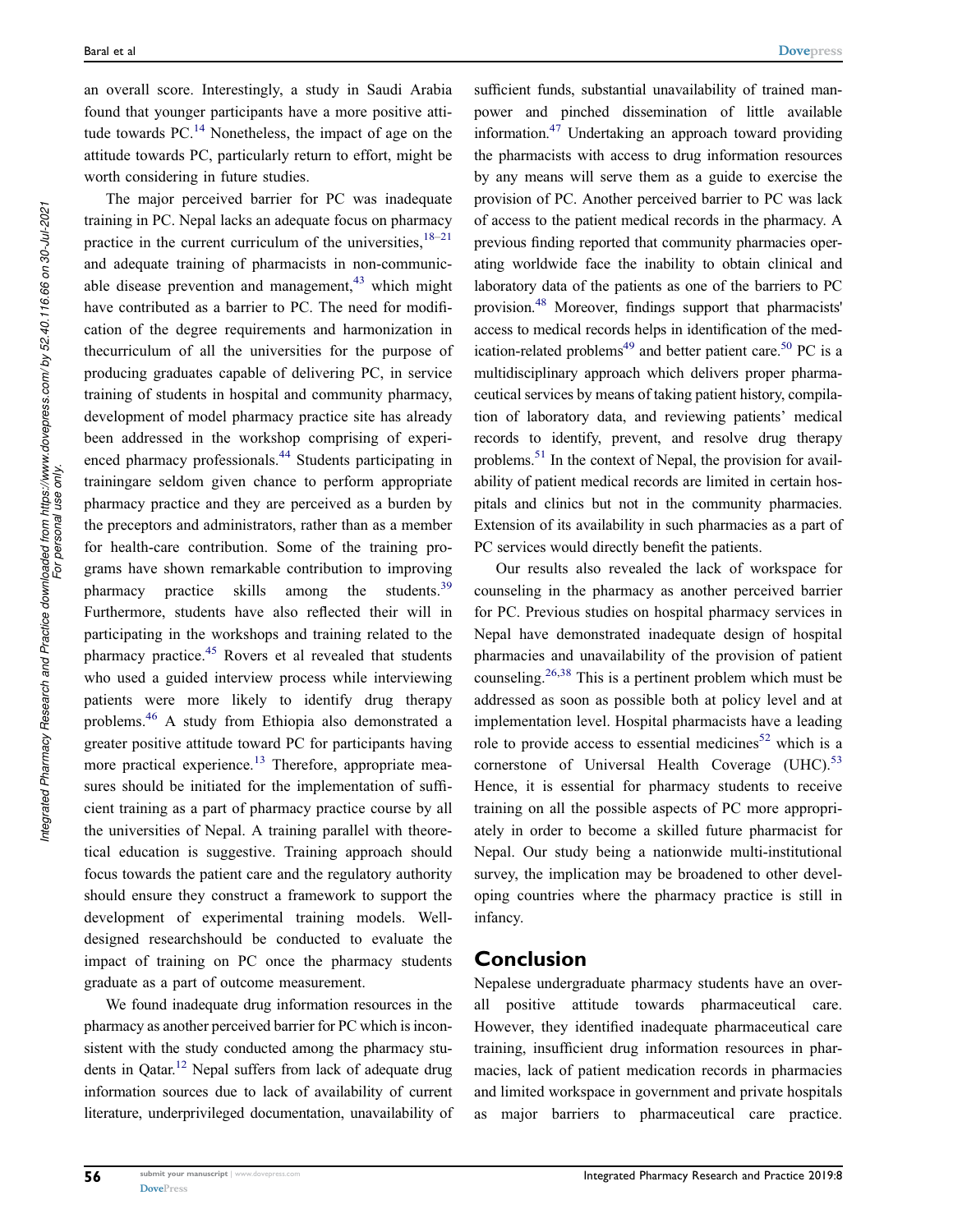an overall score. Interestingly, a study in Saudi Arabia found that younger participants have a more positive attitude towards PC.[14] Nonetheless, the impact of age on the attitude towards PC, particularly return to effort, might be worth considering in future studies.

The major perceived barrier for PC was inadequate training in PC. Nepal lacks an adequate focus on pharmacy practice in the current curriculum of the universities,[18–21] and adequate training of pharmacists in non-communicable disease prevention and management,[43] which might have contributed as a barrier to PC. The need for modification of the degree requirements and harmonization in thecurriculum of all the universities for the purpose of producing graduates capable of delivering PC, in service training of students in hospital and community pharmacy, development of model pharmacy practice site has already been addressed in the workshop comprising of experienced pharmacy professionals.[44] Students participating in trainingare seldom given chance to perform appropriate pharmacy practice and they are perceived as a burden by the preceptors and administrators, rather than as a member for health-care contribution. Some of the training programs have shown remarkable contribution to improving pharmacy practice skills among the students.[39] Furthermore, students have also reflected their will in participating in the workshops and training related to the pharmacy practice.[45] Rovers et al revealed that students who used a guided interview process while interviewing patients were more likely to identify drug therapy problems.[46] A study from Ethiopia also demonstrated a greater positive attitude toward PC for participants having more practical experience.[13] Therefore, appropriate measures should be initiated for the implementation of sufficient training as a part of pharmacy practice course by all the universities of Nepal. A training parallel with theoretical education is suggestive. Training approach should focus towards the patient care and the regulatory authority should ensure they construct a framework to support the development of experimental training models. Well-designed researchshould be conducted to evaluate the impact of training on PC once the pharmacy students graduate as a part of outcome measurement.

We found inadequate drug information resources in the pharmacy as another perceived barrier for PC which is inconsistent with the study conducted among the pharmacy students in Qatar.[12] Nepal suffers from lack of adequate drug information sources due to lack of availability of current literature, underprivileged documentation, unavailability of sufficient funds, substantial unavailability of trained manpower and pinched dissemination of little available information.[47] Undertaking an approach toward providing the pharmacists with access to drug information resources by any means will serve them as a guide to exercise the provision of PC. Another perceived barrier to PC was lack of access to the patient medical records in the pharmacy. A previous finding reported that community pharmacies operating worldwide face the inability to obtain clinical and laboratory data of the patients as one of the barriers to PC provision.[48] Moreover, findings support that pharmacists' access to medical records helps in identification of the medication-related problems[49] and better patient care.[50] PC is a multidisciplinary approach which delivers proper pharmaceutical services by means of taking patient history, compilation of laboratory data, and reviewing patients' medical records to identify, prevent, and resolve drug therapy problems.[51] In the context of Nepal, the provision for availability of patient medical records are limited in certain hospitals and clinics but not in the community pharmacies. Extension of its availability in such pharmacies as a part of PC services would directly benefit the patients.

Our results also revealed the lack of workspace for counseling in the pharmacy as another perceived barrier for PC. Previous studies on hospital pharmacy services in Nepal have demonstrated inadequate design of hospital pharmacies and unavailability of the provision of patient counseling.[26,38] This is a pertinent problem which must be addressed as soon as possible both at policy level and at implementation level. Hospital pharmacists have a leading role to provide access to essential medicines[52] which is a cornerstone of Universal Health Coverage (UHC).[53] Hence, it is essential for pharmacy students to receive training on all the possible aspects of PC more appropriately in order to become a skilled future pharmacist for Nepal. Our study being a nationwide multi-institutional survey, the implication may be broadened to other developing countries where the pharmacy practice is still in infancy.

## Conclusion

Nepalese undergraduate pharmacy students have an overall positive attitude towards pharmaceutical care. However, they identified inadequate pharmaceutical care training, insufficient drug information resources in pharmacies, lack of patient medication records in pharmacies and limited workspace in government and private hospitals as major barriers to pharmaceutical care practice.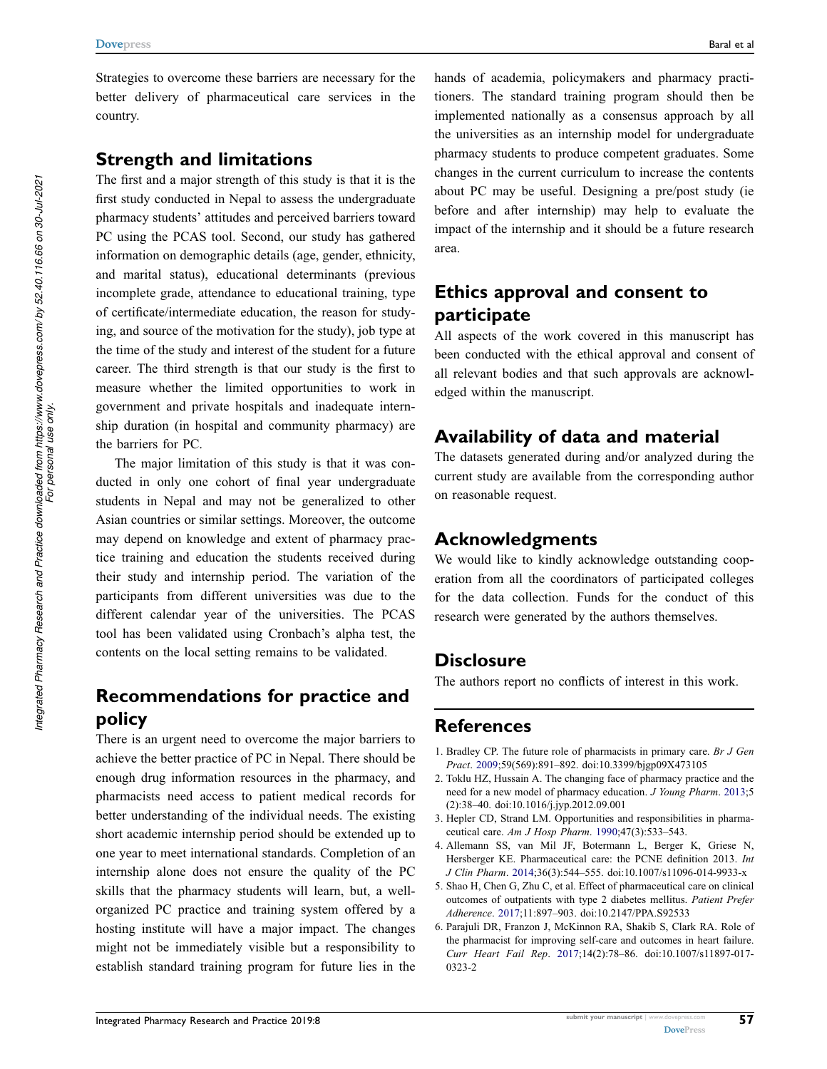Strategies to overcome these barriers are necessary for the better delivery of pharmaceutical care services in the country.

## Strength and limitations

The first and a major strength of this study is that it is the first study conducted in Nepal to assess the undergraduate pharmacy students' attitudes and perceived barriers toward PC using the PCAS tool. Second, our study has gathered information on demographic details (age, gender, ethnicity, and marital status), educational determinants (previous incomplete grade, attendance to educational training, type of certificate/intermediate education, the reason for studying, and source of the motivation for the study), job type at the time of the study and interest of the student for a future career. The third strength is that our study is the first to measure whether the limited opportunities to work in government and private hospitals and inadequate internship duration (in hospital and community pharmacy) are the barriers for PC.

The major limitation of this study is that it was conducted in only one cohort of final year undergraduate students in Nepal and may not be generalized to other Asian countries or similar settings. Moreover, the outcome may depend on knowledge and extent of pharmacy practice training and education the students received during their study and internship period. The variation of the participants from different universities was due to the different calendar year of the universities. The PCAS tool has been validated using Cronbach's alpha test, the contents on the local setting remains to be validated.

## Recommendations for practice and policy

There is an urgent need to overcome the major barriers to achieve the better practice of PC in Nepal. There should be enough drug information resources in the pharmacy, and pharmacists need access to patient medical records for better understanding of the individual needs. The existing short academic internship period should be extended up to one year to meet international standards. Completion of an internship alone does not ensure the quality of the PC skills that the pharmacy students will learn, but, a well-organized PC practice and training system offered by a hosting institute will have a major impact. The changes might not be immediately visible but a responsibility to establish standard training program for future lies in the hands of academia, policymakers and pharmacy practitioners. The standard training program should then be implemented nationally as a consensus approach by all the universities as an internship model for undergraduate pharmacy students to produce competent graduates. Some changes in the current curriculum to increase the contents about PC may be useful. Designing a pre/post study (ie before and after internship) may help to evaluate the impact of the internship and it should be a future research area.

## Ethics approval and consent to participate

All aspects of the work covered in this manuscript has been conducted with the ethical approval and consent of all relevant bodies and that such approvals are acknowledged within the manuscript.

## Availability of data and material

The datasets generated during and/or analyzed during the current study are available from the corresponding author on reasonable request.

## Acknowledgments

We would like to kindly acknowledge outstanding cooperation from all the coordinators of participated colleges for the data collection. Funds for the conduct of this research were generated by the authors themselves.

## Disclosure

The authors report no conflicts of interest in this work.

## References

1. Bradley CP. The future role of pharmacists in primary care. *Br J Gen Pract*. 2009;59(569):891–892. doi:10.3399/bjgp09X473105
2. Toklu HZ, Hussain A. The changing face of pharmacy practice and the need for a new model of pharmacy education. *J Young Pharm*. 2013;5(2):38–40. doi:10.1016/j.jyp.2012.09.001
3. Hepler CD, Strand LM. Opportunities and responsibilities in pharmaceutical care. *Am J Hosp Pharm*. 1990;47(3):533–543.
4. Allemann SS, van Mil JF, Botermann L, Berger K, Griese N, Hersberger KE. Pharmaceutical care: the PCNE definition 2013. *Int J Clin Pharm*. 2014;36(3):544–555. doi:10.1007/s11096-014-9933-x
5. Shao H, Chen G, Zhu C, et al. Effect of pharmaceutical care on clinical outcomes of outpatients with type 2 diabetes mellitus. *Patient Prefer Adherence*. 2017;11:897–903. doi:10.2147/PPA.S92533
6. Parajuli DR, Franzon J, McKinnon RA, Shakib S, Clark RA. Role of the pharmacist for improving self-care and outcomes in heart failure. *Curr Heart Fail Rep*. 2017;14(2):78–86. doi:10.1007/s11897-017-0323-2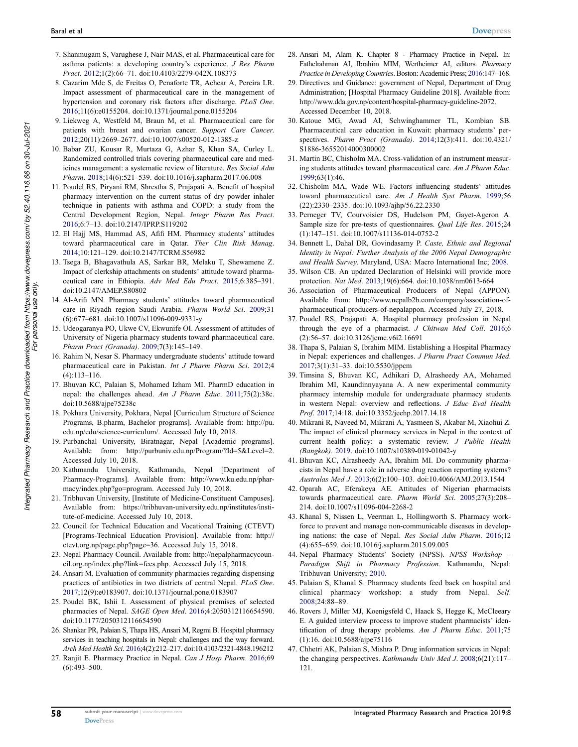7. Shanmugam S, Varughese J, Nair MAS, et al. Pharmaceutical care for asthma patients: a developing country's experience. *J Res Pharm Pract*. 2012;1(2):66–71. doi:10.4103/2279-042X.108373
8. Cazarim Mde S, de Freitas O, Penaforte TR, Achcar A, Pereira LR. Impact assessment of pharmaceutical care in the management of hypertension and coronary risk factors after discharge. *PLoS One*. 2016;11(6):e0155204. doi:10.1371/journal.pone.0155204
9. Liekweg A, Westfeld M, Braun M, et al. Pharmaceutical care for patients with breast and ovarian cancer. *Support Care Cancer*. 2012;20(11):2669–2677. doi:10.1007/s00520-012-1385-z
10. Babar ZU, Kousar R, Murtaza G, Azhar S, Khan SA, Curley L. Randomized controlled trials covering pharmaceutical care and medicines management: a systematic review of literature. *Res Social Adm Pharm*. 2018;14(6):521–539. doi:10.1016/j.sapharm.2017.06.008
11. Poudel RS, Piryani RM, Shrestha S, Prajapati A. Benefit of hospital pharmacy intervention on the current status of dry powder inhaler technique in patients with asthma and COPD: a study from the Central Development Region, Nepal. *Integr Pharm Res Pract*. 2016;6:7–13. doi:10.2147/IPRP.S119202
12. El Hajj MS, Hammad AS, Afifi HM. Pharmacy students' attitudes toward pharmaceutical care in Qatar. *Ther Clin Risk Manag*. 2014;10:121–129. doi:10.2147/TCRM.S56982
13. Tsega B, Bhagavathula AS, Sarkar BR, Melaku T, Shewamene Z. Impact of clerkship attachments on students' attitude toward pharmaceutical care in Ethiopia. *Adv Med Edu Pract*. 2015;6:385–391. doi:10.2147/AMEP.S80802
14. Al-Arifi MN. Pharmacy students' attitudes toward pharmaceutical care in Riyadh region Saudi Arabia. *Pharm World Sci*. 2009;31(6):677–681. doi:10.1007/s11096-009-9331-y
15. Udeogaranya PO, Ukwe CV, Ekwunife OI. Assessment of attitudes of University of Nigeria pharmacy students toward pharmaceutical care. *Pharm Pract (Granada)*. 2009;7(3):145–149.
16. Rahim N, Nesar S. Pharmacy undergraduate students' attitude toward pharmaceutical care in Pakistan. *Int J Pharm Pharm Sci*. 2012;4(4):113–116.
17. Bhuvan KC, Palaian S, Mohamed Izham MI. PharmD education in nepal: the challenges ahead. *Am J Pharm Educ*. 2011;75(2):38c. doi:10.5688/ajpe75238c
18. Pokhara University, Pokhara, Nepal [Curriculum Structure of Science Programs, B.pharm, Bachelor programs]. Available from: http://pu.edu.np/edu/science-curriculum/. Accessed July 10, 2018.
19. Purbanchal University, Biratnagar, Nepal [Academic programs]. Available from: http://purbuniv.edu.np/Program/?Id=5&Level=2. Accessed July 10, 2018.
20. Kathmandu University, Kathmandu, Nepal [Department of Pharmacy-Programs]. Available from: http://www.ku.edu.np/pharmacy/index.php?go=program. Accessed July 10, 2018.
21. Tribhuvan University, [Institute of Medicine-Constituent Campuses]. Available from: https://tribhuvan-university.edu.np/institutes/institute-of-medicine. Accessed July 10, 2018.
22. Council for Technical Education and Vocational Training (CTEVT) [Programs-Technical Education Provision]. Available from: http://ctevt.org.np/page.php?page=36. Accessed July 15, 2018.
23. Nepal Pharmacy Council. Available from: http://nepalpharmacycouncil.org.np/index.php?link=fees.php. Accessed July 15, 2018.
24. Ansari M. Evaluation of community pharmacies regarding dispensing practices of antibiotics in two districts of central Nepal. *PLoS One*. 2017;12(9):e0183907. doi:10.1371/journal.pone.0183907
25. Poudel BK, Ishii I. Assessment of physical premises of selected pharmacies of Nepal. *SAGE Open Med*. 2016;4:2050312116654590. doi:10.1177/2050312116654590
26. Shankar PR, Palaian S, Thapa HS, Ansari M, Regmi B. Hospital pharmacy services in teaching hospitals in Nepal: challenges and the way forward. *Arch Med Health Sci*. 2016;4(2):212–217. doi:10.4103/2321-4848.196212
27. Ranjit E. Pharmacy Practice in Nepal. *Can J Hosp Pharm*. 2016;69(6):493–500.
28. Ansari M, Alam K. Chapter 8 - Pharmacy Practice in Nepal. In: Fathelrahman AI, Ibrahim MIM, Wertheimer AI, editors. *Pharmacy Practice in Developing Countries*. Boston: Academic Press; 2016:147–168.
29. Directives and Guidance: government of Nepal, Department of Drug Administration; [Hospital Pharmacy Guideline 2018]. Available from: http://www.dda.gov.np/content/hospital-pharmacy-guideline-2072. Accessed December 10, 2018.
30. Katoue MG, Awad AI, Schwinghammer TL, Kombian SB. Pharmaceutical care education in Kuwait: pharmacy students' perspectives. *Pharm Pract (Granada)*. 2014;12(3):411. doi:10.4321/S1886-36552014000300002
31. Martin BC, Chisholm MA. Cross-validation of an instrument measuring students attitudes toward pharmaceutical care. *Am J Pharm Educ*. 1999;63(1):46.
32. Chisholm MA, Wade WE. Factors influencing students' attitudes toward pharmaceutical care. *Am J Health Syst Pharm*. 1999;56(22):2330–2335. doi:10.1093/ajhp/56.22.2330
33. Perneger TV, Courvoisier DS, Hudelson PM, Gayet-Ageron A. Sample size for pre-tests of questionnaires. *Qual Life Res*. 2015;24(1):147–151. doi:10.1007/s11136-014-0752-2
34. Bennett L, Dahal DR, Govindasamy P. *Caste, Ethnic and Regional Identity in Nepal: Further Analysis of the 2006 Nepal Demographic and Health Survey*. Maryland, USA: Macro International Inc; 2008.
35. Wilson CB. An updated Declaration of Helsinki will provide more protection. *Nat Med*. 2013;19(6):664. doi:10.1038/nm0613-664
36. Association of Pharmaceutical Producers of Nepal (APPON). Available from: http://www.nepalb2b.com/company/association-of-pharmaceutical-producers-of-nepalappon. Accessed July 27, 2018.
37. Poudel RS, Prajapati A. Hospital pharmacy profession in Nepal through the eye of a pharmacist. *J Chitwan Med Coll*. 2016;6(2):56–57. doi:10.3126/jcmc.v6i2.16691
38. Thapa S, Palaian S, Ibrahim MIM. Establishing a Hospital Pharmacy in Nepal: experiences and challenges. *J Pharm Pract Commun Med*. 2017;3(1):31–33. doi:10.5530/jppcm
39. Timsina S, Bhuvan KC, Adhikari D, Alrasheedy AA, Mohamed Ibrahim MI, Kaundinnyayana A. A new experimental community pharmacy internship module for undergraduate pharmacy students in western Nepal: overview and reflections. *J Educ Eval Health Prof*. 2017;14:18. doi:10.3352/jeehp.2017.14.18
40. Mikrani R, Naveed M, Mikrani A, Yasmeen S, Akabar M, Xiaohui Z. The impact of clinical pharmacy services in Nepal in the context of current health policy: a systematic review. *J Public Health (Bangkok)*. 2019. doi:10.1007/s10389-019-01042-y
41. Bhuvan KC, Alrasheedy AA, Ibrahim MI. Do community pharmacists in Nepal have a role in adverse drug reaction reporting systems? *Australas Med J*. 2013;6(2):100–103. doi:10.4066/AMJ.2013.1544
42. Oparah AC, Eferakeya AE. Attitudes of Nigerian pharmacists towards pharmaceutical care. *Pharm World Sci*. 2005;27(3):208–214. doi:10.1007/s11096-004-2268-2
43. Khanal S, Nissen L, Veerman L, Hollingworth S. Pharmacy workforce to prevent and manage non-communicable diseases in developing nations: the case of Nepal. *Res Social Adm Pharm*. 2016;12(4):655–659. doi:10.1016/j.sapharm.2015.09.005
44. Nepal Pharmacy Students' Society (NPSS). *NPSS Workshop – Paradigm Shift in Pharmacy Profession*. Kathmandu, Nepal: Tribhuvan University; 2010.
45. Palaian S, Khanal S. Pharmacy students feed back on hospital and clinical pharmacy workshop: a study from Nepal. *Self*. 2008;24:88–89.
46. Rovers J, Miller MJ, Koenigsfeld C, Haack S, Hegge K, McCleeary E. A guided interview process to improve student pharmacists' identification of drug therapy problems. *Am J Pharm Educ*. 2011;75(1):16. doi:10.5688/ajpe75116
47. Chhetri AK, Palaian S, Mishra P. Drug information services in Nepal: the changing perspectives. *Kathmandu Univ Med J*. 2008;6(21):117–121.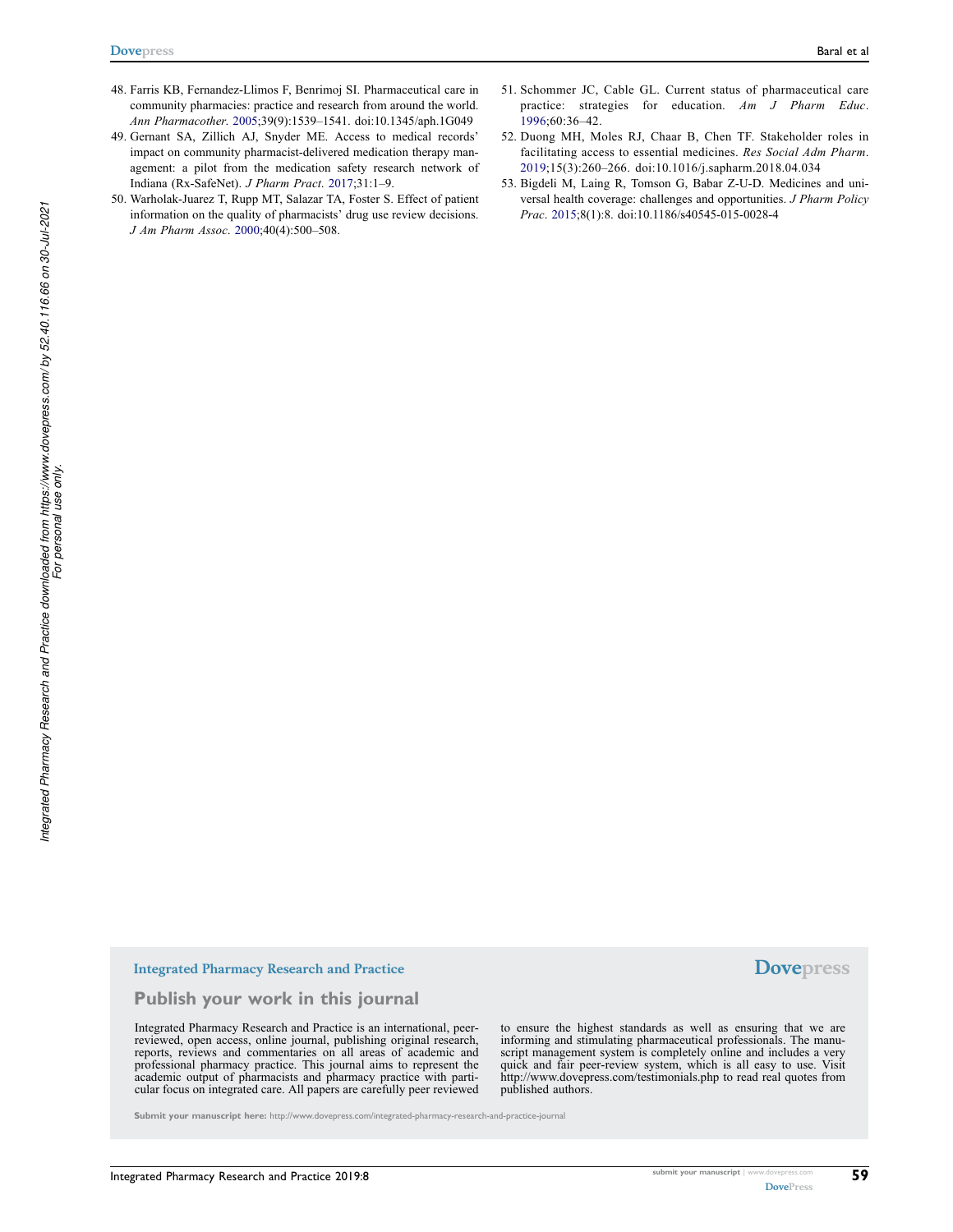48. Farris KB, Fernandez-Llimos F, Benrimoj SI. Pharmaceutical care in community pharmacies: practice and research from around the world. *Ann Pharmacother*. 2005;39(9):1539–1541. doi:10.1345/aph.1G049
49. Gernant SA, Zillich AJ, Snyder ME. Access to medical records' impact on community pharmacist-delivered medication therapy management: a pilot from the medication safety research network of Indiana (Rx-SafeNet). *J Pharm Pract*. 2017;31:1–9.
50. Warholak-Juarez T, Rupp MT, Salazar TA, Foster S. Effect of patient information on the quality of pharmacists' drug use review decisions. *J Am Pharm Assoc*. 2000;40(4):500–508.
51. Schommer JC, Cable GL. Current status of pharmaceutical care practice: strategies for education. *Am J Pharm Educ*. 1996;60:36–42.
52. Duong MH, Moles RJ, Chaar B, Chen TF. Stakeholder roles in facilitating access to essential medicines. *Res Social Adm Pharm*. 2019;15(3):260–266. doi:10.1016/j.sapharm.2018.04.034
53. Bigdeli M, Laing R, Tomson G, Babar Z-U-D. Medicines and universal health coverage: challenges and opportunities. *J Pharm Policy Prac*. 2015;8(1):8. doi:10.1186/s40545-015-0028-4

**Integrated Pharmacy Research and Practice**

**Dovepress**

## Publish your work in this journal

Integrated Pharmacy Research and Practice is an international, peer-reviewed, open access, online journal, publishing original research, reports, reviews and commentaries on all areas of academic and professional pharmacy practice. This journal aims to represent the academic output of pharmacists and pharmacy practice with particular focus on integrated care. All papers are carefully peer reviewed to ensure the highest standards as well as ensuring that we are informing and stimulating pharmaceutical professionals. The manuscript management system is completely online and includes a very quick and fair peer-review system, which is all easy to use. Visit http://www.dovepress.com/testimonials.php to read real quotes from published authors.

**Submit your manuscript here:** http://www.dovepress.com/integrated-pharmacy-research-and-practice-journal